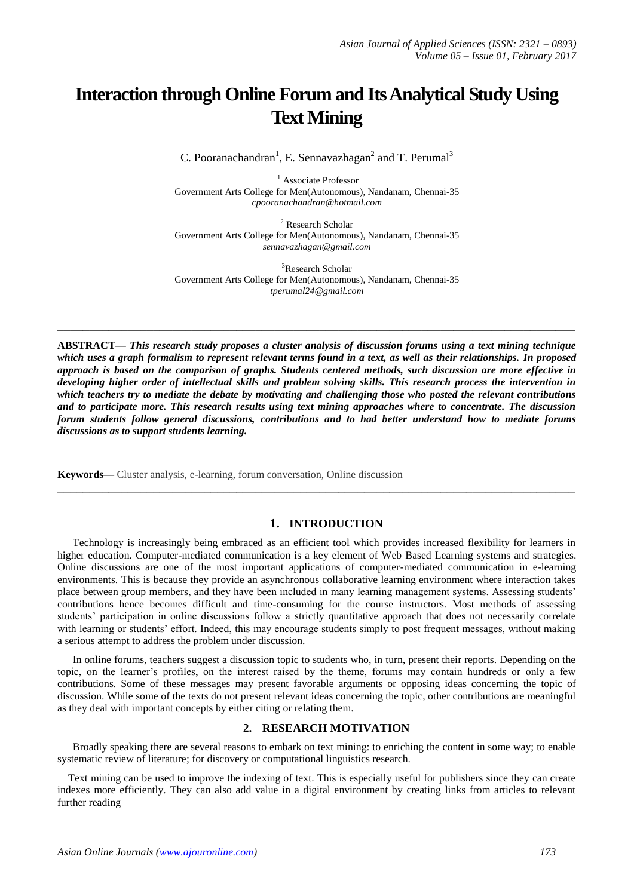# Interaction through Online Forum and Its Analytical Study Using Text Mining

C. Pooranachandran[1], E. Sennavazhagan[2] and T. Perumal[3]

[1] Associate Professor
Government Arts College for Men(Autonomous), Nandanam, Chennai-35
*cpooranachandran@hotmail.com*

[2] Research Scholar
Government Arts College for Men(Autonomous), Nandanam, Chennai-35
*sennavazhagan@gmail.com*

[3] Research Scholar
Government Arts College for Men(Autonomous), Nandanam, Chennai-35
*tperumal24@gmail.com*

---

**ABSTRACT—** ***This research study proposes a cluster analysis of discussion forums using a text mining technique which uses a graph formalism to represent relevant terms found in a text, as well as their relationships. In proposed approach is based on the comparison of graphs. Students centered methods, such discussion are more effective in developing higher order of intellectual skills and problem solving skills. This research process the intervention in which teachers try to mediate the debate by motivating and challenging those who posted the relevant contributions and to participate more. This research results using text mining approaches where to concentrate. The discussion forum students follow general discussions, contributions and to had better understand how to mediate forums discussions as to support students learning.***

**Keywords—** Cluster analysis, e-learning, forum conversation, Online discussion

---

## 1. INTRODUCTION

Technology is increasingly being embraced as an efficient tool which provides increased flexibility for learners in higher education. Computer-mediated communication is a key element of Web Based Learning systems and strategies. Online discussions are one of the most important applications of computer-mediated communication in e-learning environments. This is because they provide an asynchronous collaborative learning environment where interaction takes place between group members, and they have been included in many learning management systems. Assessing students' contributions hence becomes difficult and time-consuming for the course instructors. Most methods of assessing students' participation in online discussions follow a strictly quantitative approach that does not necessarily correlate with learning or students' effort. Indeed, this may encourage students simply to post frequent messages, without making a serious attempt to address the problem under discussion.

In online forums, teachers suggest a discussion topic to students who, in turn, present their reports. Depending on the topic, on the learner's profiles, on the interest raised by the theme, forums may contain hundreds or only a few contributions. Some of these messages may present favorable arguments or opposing ideas concerning the topic of discussion. While some of the texts do not present relevant ideas concerning the topic, other contributions are meaningful as they deal with important concepts by either citing or relating them.

## 2. RESEARCH MOTIVATION

Broadly speaking there are several reasons to embark on text mining: to enriching the content in some way; to enable systematic review of literature; for discovery or computational linguistics research.

Text mining can be used to improve the indexing of text. This is especially useful for publishers since they can create indexes more efficiently. They can also add value in a digital environment by creating links from articles to relevant further reading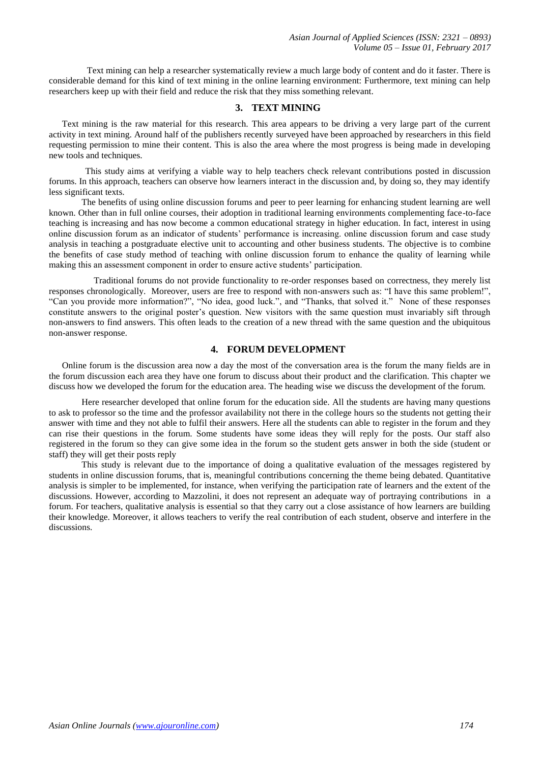Text mining can help a researcher systematically review a much large body of content and do it faster. There is considerable demand for this kind of text mining in the online learning environment: Furthermore, text mining can help researchers keep up with their field and reduce the risk that they miss something relevant.

## 3. TEXT MINING

Text mining is the raw material for this research. This area appears to be driving a very large part of the current activity in text mining. Around half of the publishers recently surveyed have been approached by researchers in this field requesting permission to mine their content. This is also the area where the most progress is being made in developing new tools and techniques.

This study aims at verifying a viable way to help teachers check relevant contributions posted in discussion forums. In this approach, teachers can observe how learners interact in the discussion and, by doing so, they may identify less significant texts.

The benefits of using online discussion forums and peer to peer learning for enhancing student learning are well known. Other than in full online courses, their adoption in traditional learning environments complementing face-to-face teaching is increasing and has now become a common educational strategy in higher education. In fact, interest in using online discussion forum as an indicator of students' performance is increasing. online discussion forum and case study analysis in teaching a postgraduate elective unit to accounting and other business students. The objective is to combine the benefits of case study method of teaching with online discussion forum to enhance the quality of learning while making this an assessment component in order to ensure active students' participation.

Traditional forums do not provide functionality to re-order responses based on correctness, they merely list responses chronologically. Moreover, users are free to respond with non-answers such as: "I have this same problem!", "Can you provide more information?", "No idea, good luck.", and "Thanks, that solved it." None of these responses constitute answers to the original poster's question. New visitors with the same question must invariably sift through non-answers to find answers. This often leads to the creation of a new thread with the same question and the ubiquitous non-answer response.

## 4. FORUM DEVELOPMENT

Online forum is the discussion area now a day the most of the conversation area is the forum the many fields are in the forum discussion each area they have one forum to discuss about their product and the clarification. This chapter we discuss how we developed the forum for the education area. The heading wise we discuss the development of the forum.

Here researcher developed that online forum for the education side. All the students are having many questions to ask to professor so the time and the professor availability not there in the college hours so the students not getting their answer with time and they not able to fulfil their answers. Here all the students can able to register in the forum and they can rise their questions in the forum. Some students have some ideas they will reply for the posts. Our staff also registered in the forum so they can give some idea in the forum so the student gets answer in both the side (student or staff) they will get their posts reply

This study is relevant due to the importance of doing a qualitative evaluation of the messages registered by students in online discussion forums, that is, meaningful contributions concerning the theme being debated. Quantitative analysis is simpler to be implemented, for instance, when verifying the participation rate of learners and the extent of the discussions. However, according to Mazzolini, it does not represent an adequate way of portraying contributions in a forum. For teachers, qualitative analysis is essential so that they carry out a close assistance of how learners are building their knowledge. Moreover, it allows teachers to verify the real contribution of each student, observe and interfere in the discussions.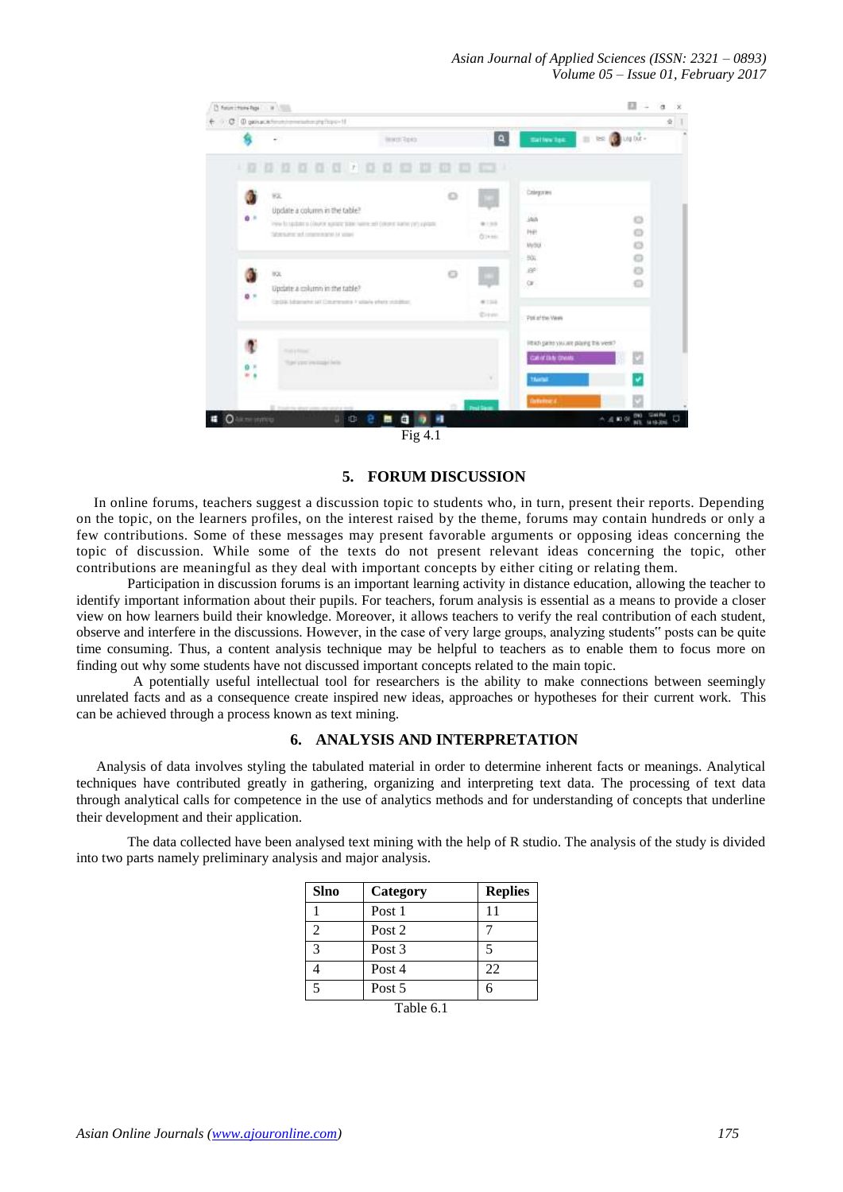Fig 4.1

## 5. FORUM DISCUSSION

In online forums, teachers suggest a discussion topic to students who, in turn, present their reports. Depending on the topic, on the learners profiles, on the interest raised by the theme, forums may contain hundreds or only a few contributions. Some of these messages may present favorable arguments or opposing ideas concerning the topic of discussion. While some of the texts do not present relevant ideas concerning the topic, other contributions are meaningful as they deal with important concepts by either citing or relating them.

Participation in discussion forums is an important learning activity in distance education, allowing the teacher to identify important information about their pupils. For teachers, forum analysis is essential as a means to provide a closer view on how learners build their knowledge. Moreover, it allows teachers to verify the real contribution of each student, observe and interfere in the discussions. However, in the case of very large groups, analyzing students" posts can be quite time consuming. Thus, a content analysis technique may be helpful to teachers as to enable them to focus more on finding out why some students have not discussed important concepts related to the main topic.

A potentially useful intellectual tool for researchers is the ability to make connections between seemingly unrelated facts and as a consequence create inspired new ideas, approaches or hypotheses for their current work. This can be achieved through a process known as text mining.

## 6. ANALYSIS AND INTERPRETATION

Analysis of data involves styling the tabulated material in order to determine inherent facts or meanings. Analytical techniques have contributed greatly in gathering, organizing and interpreting text data. The processing of text data through analytical calls for competence in the use of analytics methods and for understanding of concepts that underline their development and their application.

The data collected have been analysed text mining with the help of R studio. The analysis of the study is divided into two parts namely preliminary analysis and major analysis.

| Slno | Category | Replies |
|---|---|---|
| 1 | Post 1 | 11 |
| 2 | Post 2 | 7 |
| 3 | Post 3 | 5 |
| 4 | Post 4 | 22 |
| 5 | Post 5 | 6 |

Table 6.1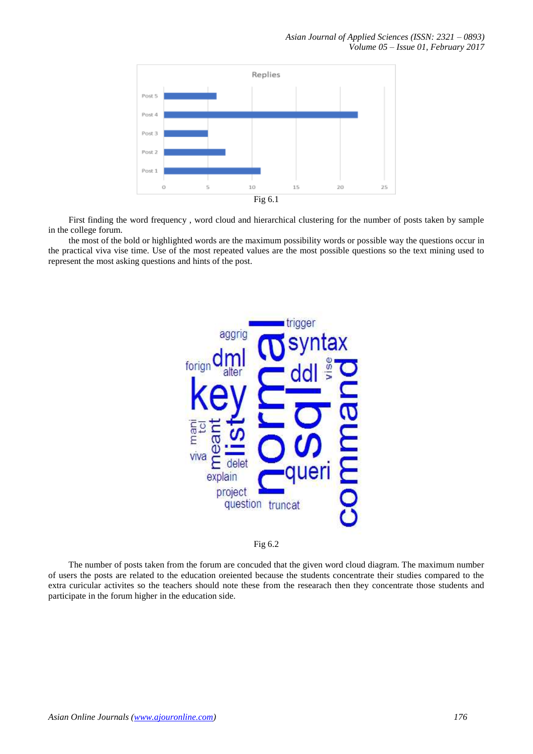Fig 6.1

First finding the word frequency , word cloud and hierarchical clustering for the number of posts taken by sample in the college forum.

the most of the bold or highlighted words are the maximum possibility words or possible way the questions occur in the practical viva vise time. Use of the most repeated values are the most possible questions so the text mining used to represent the most asking questions and hints of the post.

Fig 6.2

The number of posts taken from the forum are concuded that the given word cloud diagram. The maximum number of users the posts are related to the education oreiented because the students concentrate their studies compared to the extra curicular activites so the teachers should note these from the researach then they concentrate those students and participate in the forum higher in the education side.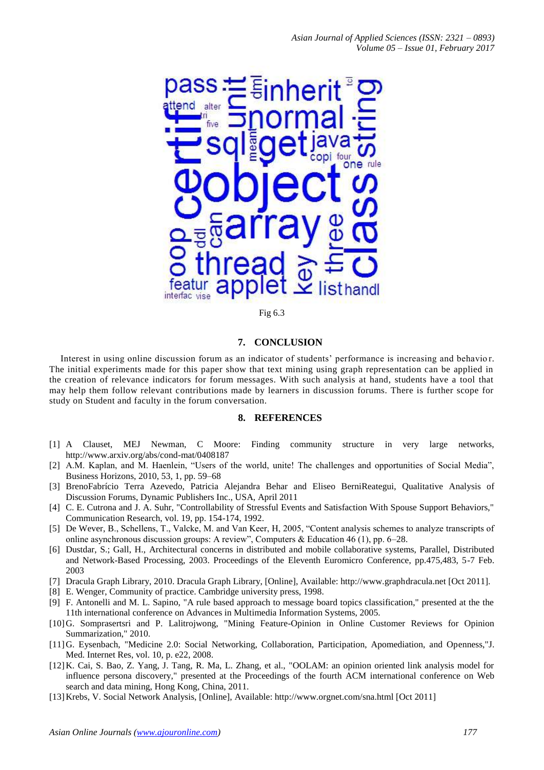Fig 6.3

## 7. CONCLUSION

Interest in using online discussion forum as an indicator of students' performance is increasing and behavior. The initial experiments made for this paper show that text mining using graph representation can be applied in the creation of relevance indicators for forum messages. With such analysis at hand, students have a tool that may help them follow relevant contributions made by learners in discussion forums. There is further scope for study on Student and faculty in the forum conversation.

## 8. REFERENCES

[1] A Clauset, MEJ Newman, C Moore: Finding community structure in very large networks, http://www.arxiv.org/abs/cond-mat/0408187

[2] A.M. Kaplan, and M. Haenlein, "Users of the world, unite! The challenges and opportunities of Social Media", Business Horizons, 2010, 53, 1, pp. 59–68

[3] BrenoFabrício Terra Azevedo, Patricia Alejandra Behar and Eliseo BerniReategui, Qualitative Analysis of Discussion Forums, Dynamic Publishers Inc., USA, April 2011

[4] C. E. Cutrona and J. A. Suhr, "Controllability of Stressful Events and Satisfaction With Spouse Support Behaviors," Communication Research, vol. 19, pp. 154-174, 1992.

[5] De Wever, B., Schellens, T., Valcke, M. and Van Keer, H, 2005, "Content analysis schemes to analyze transcripts of online asynchronous discussion groups: A review", Computers & Education 46 (1), pp. 6–28.

[6] Dustdar, S.; Gall, H., Architectural concerns in distributed and mobile collaborative systems, Parallel, Distributed and Network-Based Processing, 2003. Proceedings of the Eleventh Euromicro Conference, pp.475,483, 5-7 Feb. 2003

[7] Dracula Graph Library, 2010. Dracula Graph Library, [Online], Available: http://www.graphdracula.net [Oct 2011].

[8] E. Wenger, Community of practice. Cambridge university press, 1998.

[9] F. Antonelli and M. L. Sapino, "A rule based approach to message board topics classification," presented at the the 11th international conference on Advances in Multimedia Information Systems, 2005.

[10] G. Somprasertsri and P. Lalitrojwong, "Mining Feature-Opinion in Online Customer Reviews for Opinion Summarization," 2010.

[11] G. Eysenbach, "Medicine 2.0: Social Networking, Collaboration, Participation, Apomediation, and Openness,"J. Med. Internet Res, vol. 10, p. e22, 2008.

[12] K. Cai, S. Bao, Z. Yang, J. Tang, R. Ma, L. Zhang, et al., "OOLAM: an opinion oriented link analysis model for influence persona discovery," presented at the Proceedings of the fourth ACM international conference on Web search and data mining, Hong Kong, China, 2011.

[13] Krebs, V. Social Network Analysis, [Online], Available: http://www.orgnet.com/sna.html [Oct 2011]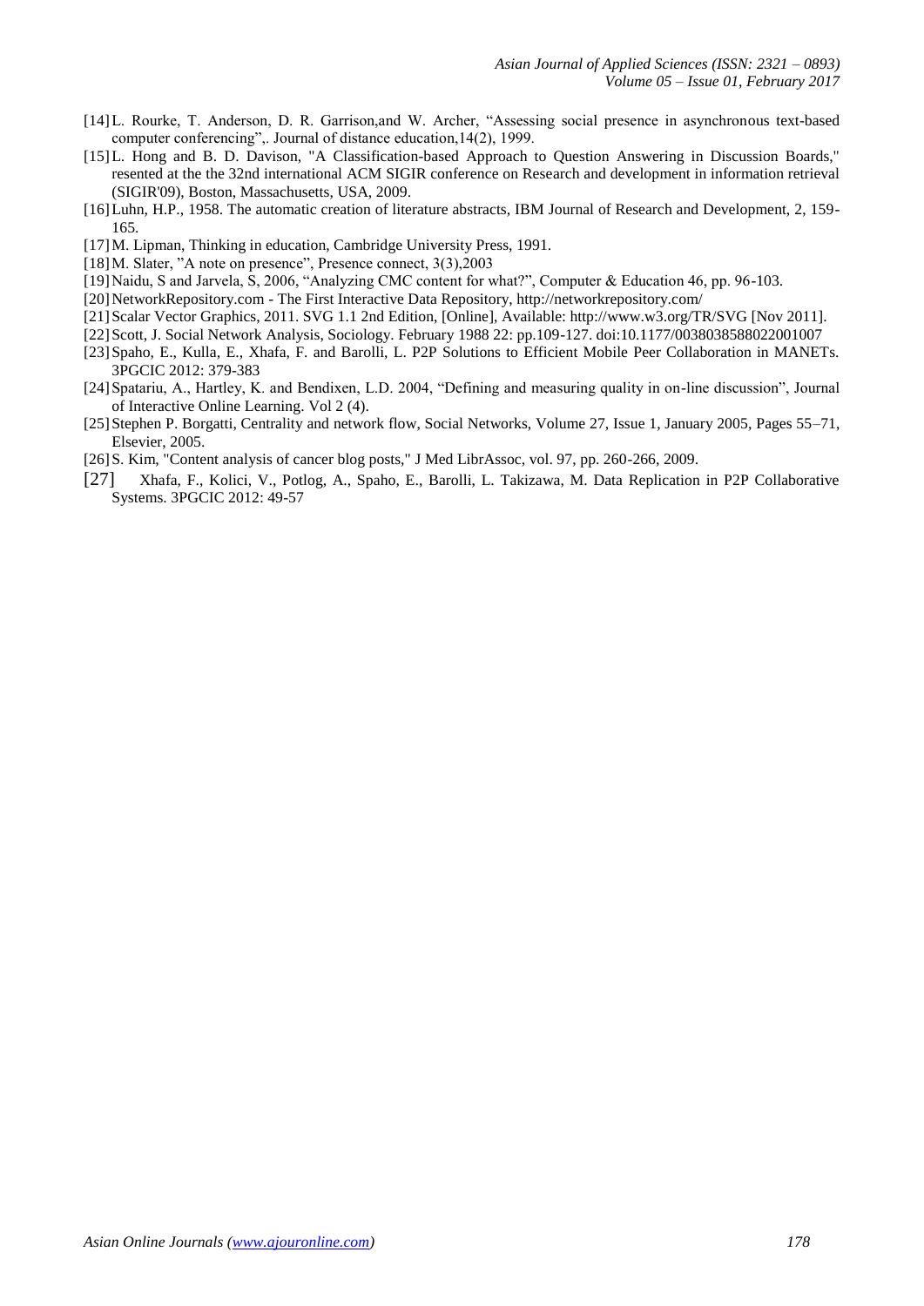[14] L. Rourke, T. Anderson, D. R. Garrison,and W. Archer, "Assessing social presence in asynchronous text-based computer conferencing",. Journal of distance education,14(2), 1999.

[15] L. Hong and B. D. Davison, "A Classification-based Approach to Question Answering in Discussion Boards," resented at the the 32nd international ACM SIGIR conference on Research and development in information retrieval (SIGIR'09), Boston, Massachusetts, USA, 2009.

[16] Luhn, H.P., 1958. The automatic creation of literature abstracts, IBM Journal of Research and Development, 2, 159-165.

[17] M. Lipman, Thinking in education, Cambridge University Press, 1991.

[18] M. Slater, "A note on presence", Presence connect, 3(3),2003

[19] Naidu, S and Jarvela, S, 2006, "Analyzing CMC content for what?", Computer & Education 46, pp. 96-103.

[20] NetworkRepository.com - The First Interactive Data Repository, http://networkrepository.com/

[21] Scalar Vector Graphics, 2011. SVG 1.1 2nd Edition, [Online], Available: http://www.w3.org/TR/SVG [Nov 2011].

[22] Scott, J. Social Network Analysis, Sociology. February 1988 22: pp.109-127. doi:10.1177/0038038588022001007

[23] Spaho, E., Kulla, E., Xhafa, F. and Barolli, L. P2P Solutions to Efficient Mobile Peer Collaboration in MANETs. 3PGCIC 2012: 379-383

[24] Spatariu, A., Hartley, K. and Bendixen, L.D. 2004, "Defining and measuring quality in on-line discussion", Journal of Interactive Online Learning. Vol 2 (4).

[25] Stephen P. Borgatti, Centrality and network flow, Social Networks, Volume 27, Issue 1, January 2005, Pages 55–71, Elsevier, 2005.

[26] S. Kim, "Content analysis of cancer blog posts," J Med LibrAssoc, vol. 97, pp. 260-266, 2009.

[27] Xhafa, F., Kolici, V., Potlog, A., Spaho, E., Barolli, L. Takizawa, M. Data Replication in P2P Collaborative Systems. 3PGCIC 2012: 49-57